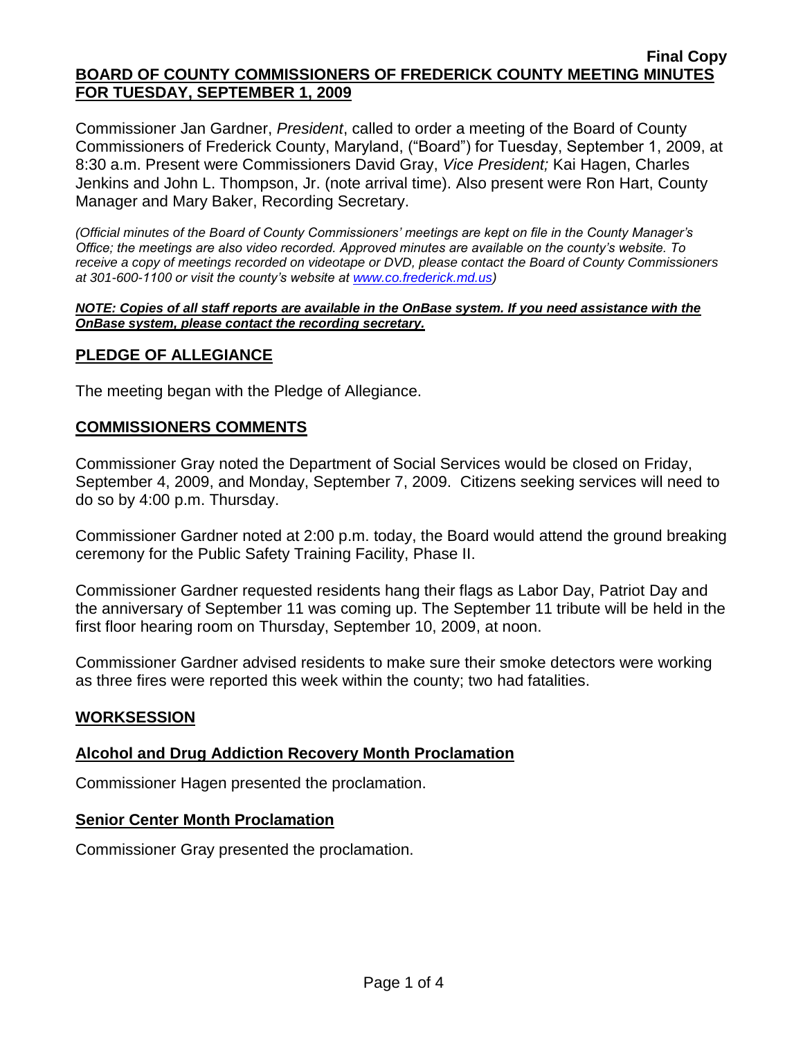**Final Copy**

**BOARD OF COUNTY COMMISSIONERS OF FREDERICK COUNTY MEETING MINUTES FOR TUESDAY, SEPTEMBER 1, 2009**

Commissioner Jan Gardner, *President*, called to order a meeting of the Board of County Commissioners of Frederick County, Maryland, ("Board") for Tuesday, September 1, 2009, at 8:30 a.m. Present were Commissioners David Gray, *Vice President;* Kai Hagen, Charles Jenkins and John L. Thompson, Jr. (note arrival time). Also present were Ron Hart, County Manager and Mary Baker, Recording Secretary.

*(Official minutes of the Board of County Commissioners' meetings are kept on file in the County Manager's Office; the meetings are also video recorded. Approved minutes are available on the county's website. To receive a copy of meetings recorded on videotape or DVD, please contact the Board of County Commissioners at 301-600-1100 or visit the county's website at www.co.frederick.md.us)*

***NOTE: Copies of all staff reports are available in the OnBase system. If you need assistance with the OnBase system, please contact the recording secretary.***

## PLEDGE OF ALLEGIANCE

The meeting began with the Pledge of Allegiance.

## COMMISSIONERS COMMENTS

Commissioner Gray noted the Department of Social Services would be closed on Friday, September 4, 2009, and Monday, September 7, 2009. Citizens seeking services will need to do so by 4:00 p.m. Thursday.

Commissioner Gardner noted at 2:00 p.m. today, the Board would attend the ground breaking ceremony for the Public Safety Training Facility, Phase II.

Commissioner Gardner requested residents hang their flags as Labor Day, Patriot Day and the anniversary of September 11 was coming up. The September 11 tribute will be held in the first floor hearing room on Thursday, September 10, 2009, at noon.

Commissioner Gardner advised residents to make sure their smoke detectors were working as three fires were reported this week within the county; two had fatalities.

## WORKSESSION

### Alcohol and Drug Addiction Recovery Month Proclamation

Commissioner Hagen presented the proclamation.

### Senior Center Month Proclamation

Commissioner Gray presented the proclamation.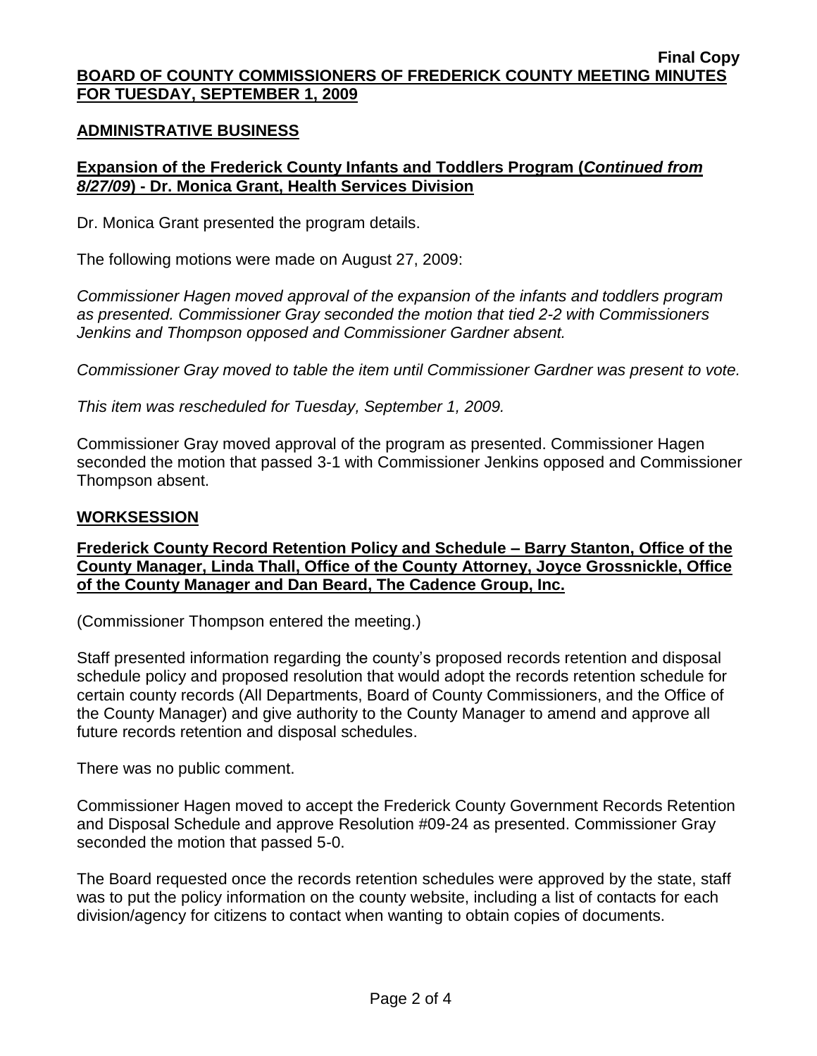**Final Copy**
**BOARD OF COUNTY COMMISSIONERS OF FREDERICK COUNTY MEETING MINUTES FOR TUESDAY, SEPTEMBER 1, 2009**

## ADMINISTRATIVE BUSINESS

### Expansion of the Frederick County Infants and Toddlers Program (*Continued from 8/27/09*) - Dr. Monica Grant, Health Services Division

Dr. Monica Grant presented the program details.

The following motions were made on August 27, 2009:

*Commissioner Hagen moved approval of the expansion of the infants and toddlers program as presented. Commissioner Gray seconded the motion that tied 2-2 with Commissioners Jenkins and Thompson opposed and Commissioner Gardner absent.*

*Commissioner Gray moved to table the item until Commissioner Gardner was present to vote.*

*This item was rescheduled for Tuesday, September 1, 2009.*

Commissioner Gray moved approval of the program as presented. Commissioner Hagen seconded the motion that passed 3-1 with Commissioner Jenkins opposed and Commissioner Thompson absent.

## WORKSESSION

### Frederick County Record Retention Policy and Schedule – Barry Stanton, Office of the County Manager, Linda Thall, Office of the County Attorney, Joyce Grossnickle, Office of the County Manager and Dan Beard, The Cadence Group, Inc.

(Commissioner Thompson entered the meeting.)

Staff presented information regarding the county's proposed records retention and disposal schedule policy and proposed resolution that would adopt the records retention schedule for certain county records (All Departments, Board of County Commissioners, and the Office of the County Manager) and give authority to the County Manager to amend and approve all future records retention and disposal schedules.

There was no public comment.

Commissioner Hagen moved to accept the Frederick County Government Records Retention and Disposal Schedule and approve Resolution #09-24 as presented. Commissioner Gray seconded the motion that passed 5-0.

The Board requested once the records retention schedules were approved by the state, staff was to put the policy information on the county website, including a list of contacts for each division/agency for citizens to contact when wanting to obtain copies of documents.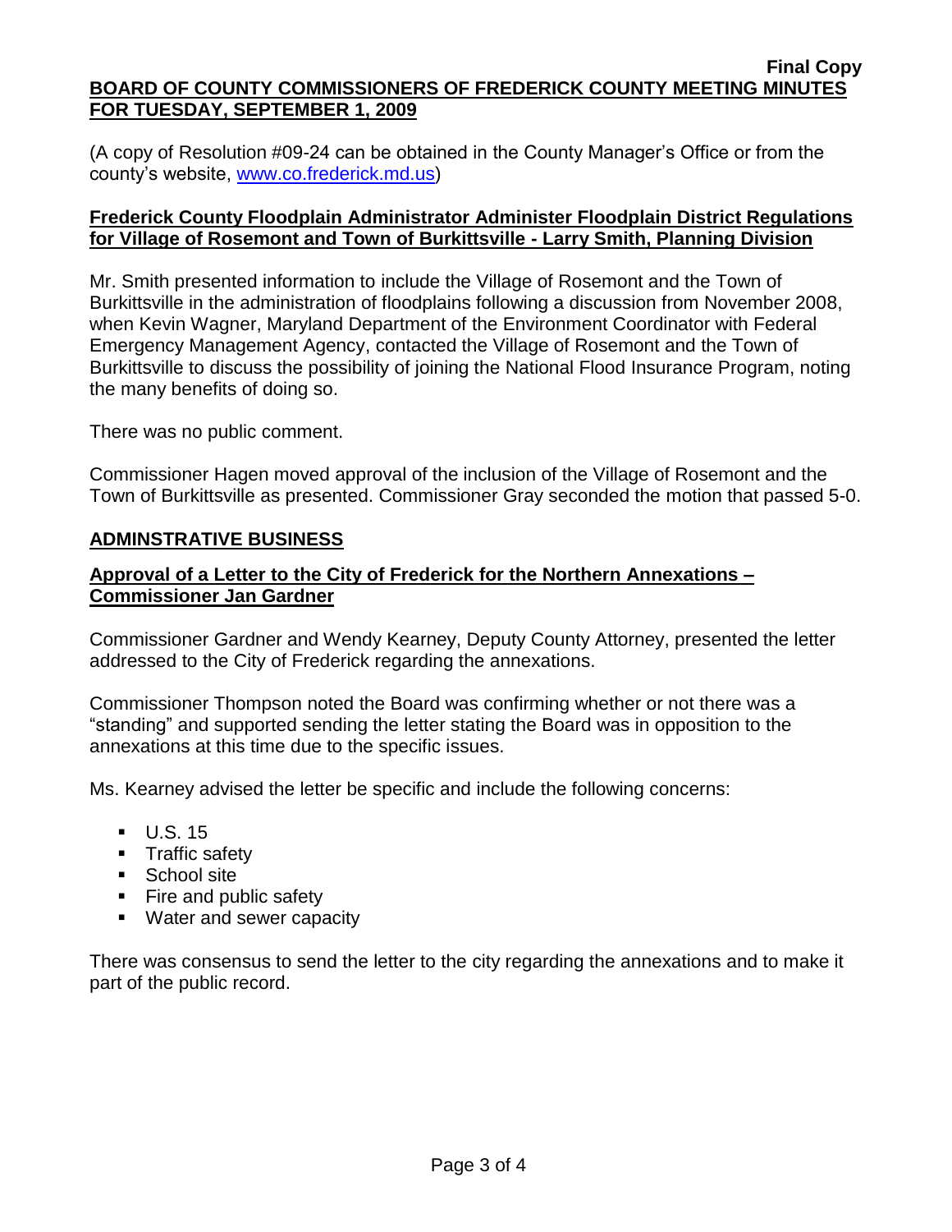(A copy of Resolution #09-24 can be obtained in the County Manager's Office or from the county's website, www.co.frederick.md.us)

**Frederick County Floodplain Administrator Administer Floodplain District Regulations for Village of Rosemont and Town of Burkittsville - Larry Smith, Planning Division**

Mr. Smith presented information to include the Village of Rosemont and the Town of Burkittsville in the administration of floodplains following a discussion from November 2008, when Kevin Wagner, Maryland Department of the Environment Coordinator with Federal Emergency Management Agency, contacted the Village of Rosemont and the Town of Burkittsville to discuss the possibility of joining the National Flood Insurance Program, noting the many benefits of doing so.

There was no public comment.

Commissioner Hagen moved approval of the inclusion of the Village of Rosemont and the Town of Burkittsville as presented. Commissioner Gray seconded the motion that passed 5-0.

## ADMINSTRATIVE BUSINESS

**Approval of a Letter to the City of Frederick for the Northern Annexations – Commissioner Jan Gardner**

Commissioner Gardner and Wendy Kearney, Deputy County Attorney, presented the letter addressed to the City of Frederick regarding the annexations.

Commissioner Thompson noted the Board was confirming whether or not there was a "standing" and supported sending the letter stating the Board was in opposition to the annexations at this time due to the specific issues.

Ms. Kearney advised the letter be specific and include the following concerns:

- U.S. 15
- Traffic safety
- School site
- Fire and public safety
- Water and sewer capacity

There was consensus to send the letter to the city regarding the annexations and to make it part of the public record.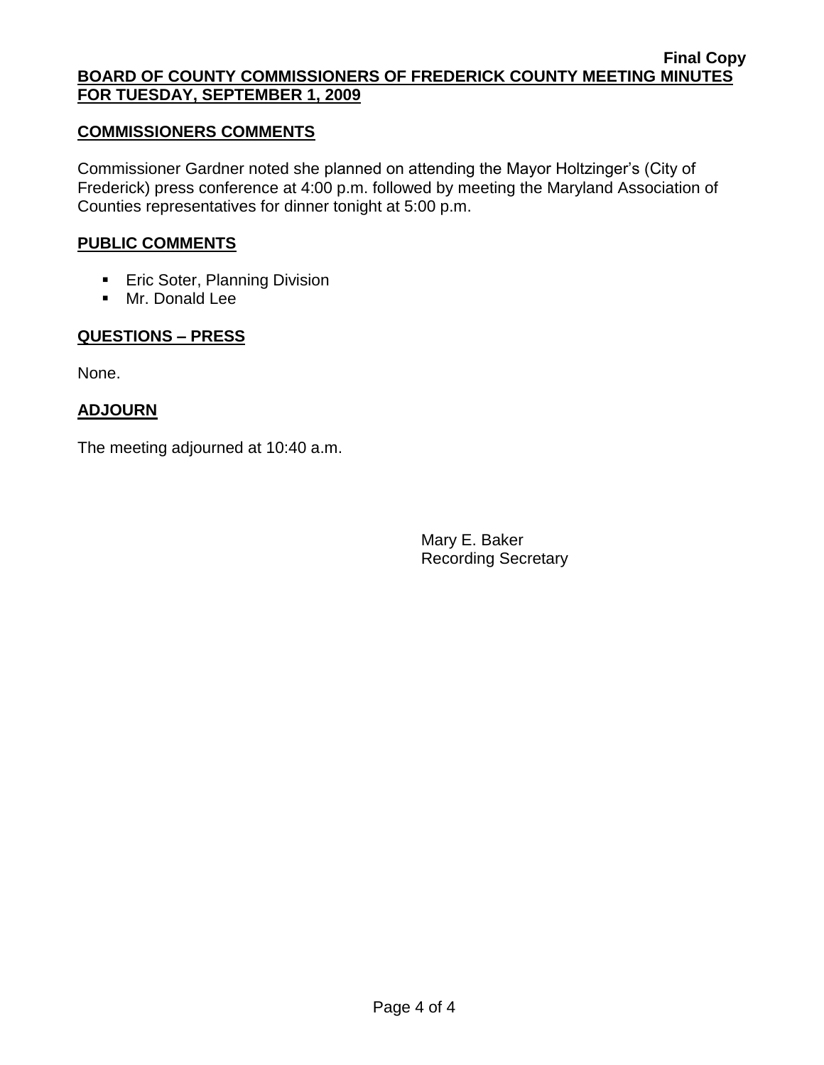**Final Copy**

**BOARD OF COUNTY COMMISSIONERS OF FREDERICK COUNTY MEETING MINUTES FOR TUESDAY, SEPTEMBER 1, 2009**

## COMMISSIONERS COMMENTS

Commissioner Gardner noted she planned on attending the Mayor Holtzinger's (City of Frederick) press conference at 4:00 p.m. followed by meeting the Maryland Association of Counties representatives for dinner tonight at 5:00 p.m.

## PUBLIC COMMENTS

- Eric Soter, Planning Division
- Mr. Donald Lee

## QUESTIONS – PRESS

None.

## ADJOURN

The meeting adjourned at 10:40 a.m.

Mary E. Baker
Recording Secretary